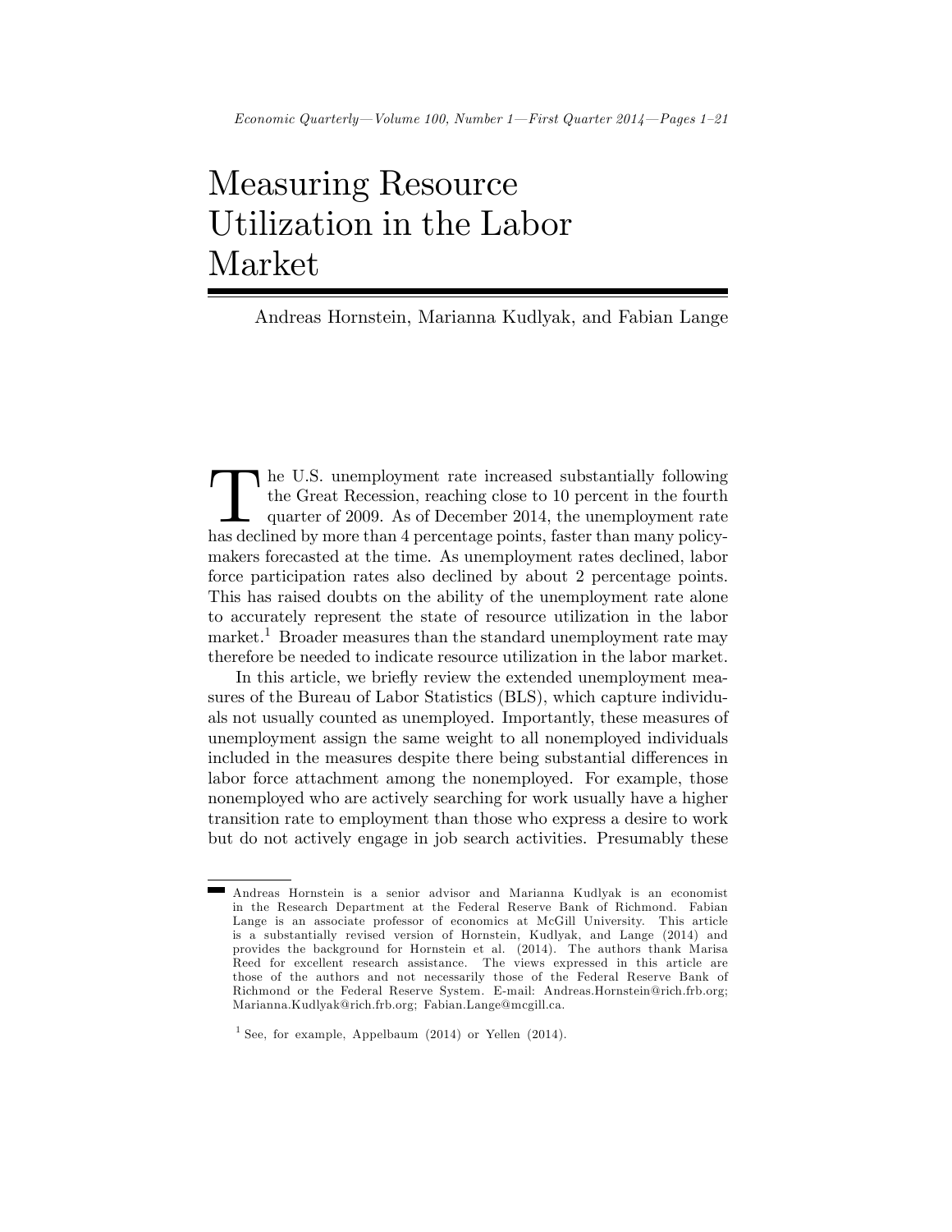# Measuring Resource Utilization in the Labor Market

Andreas Hornstein, Marianna Kudlyak, and Fabian Lange

The U.S. unemployment rate increased substantially following the Great Recession, reaching close to 10 percent in the fourth quarter of 2009. As of December 2014, the unemployment rate has declined by more than 4 percentage points, faster than many policymakers forecasted at the time. As unemployment rates declined, labor force participation rates also declined by about 2 percentage points. This has raised doubts on the ability of the unemployment rate alone to accurately represent the state of resource utilization in the labor market.[1] Broader measures than the standard unemployment rate may therefore be needed to indicate resource utilization in the labor market.

In this article, we briefly review the extended unemployment measures of the Bureau of Labor Statistics (BLS), which capture individuals not usually counted as unemployed. Importantly, these measures of unemployment assign the same weight to all nonemployed individuals included in the measures despite there being substantial differences in labor force attachment among the nonemployed. For example, those nonemployed who are actively searching for work usually have a higher transition rate to employment than those who express a desire to work but do not actively engage in job search activities. Presumably these

---

Andreas Hornstein is a senior advisor and Marianna Kudlyak is an economist in the Research Department at the Federal Reserve Bank of Richmond. Fabian Lange is an associate professor of economics at McGill University. This article is a substantially revised version of Hornstein, Kudlyak, and Lange (2014) and provides the background for Hornstein et al. (2014). The authors thank Marisa Reed for excellent research assistance. The views expressed in this article are those of the authors and not necessarily those of the Federal Reserve Bank of Richmond or the Federal Reserve System. E-mail: Andreas.Hornstein@rich.frb.org; Marianna.Kudlyak@rich.frb.org; Fabian.Lange@mcgill.ca.

[1] See, for example, Appelbaum (2014) or Yellen (2014).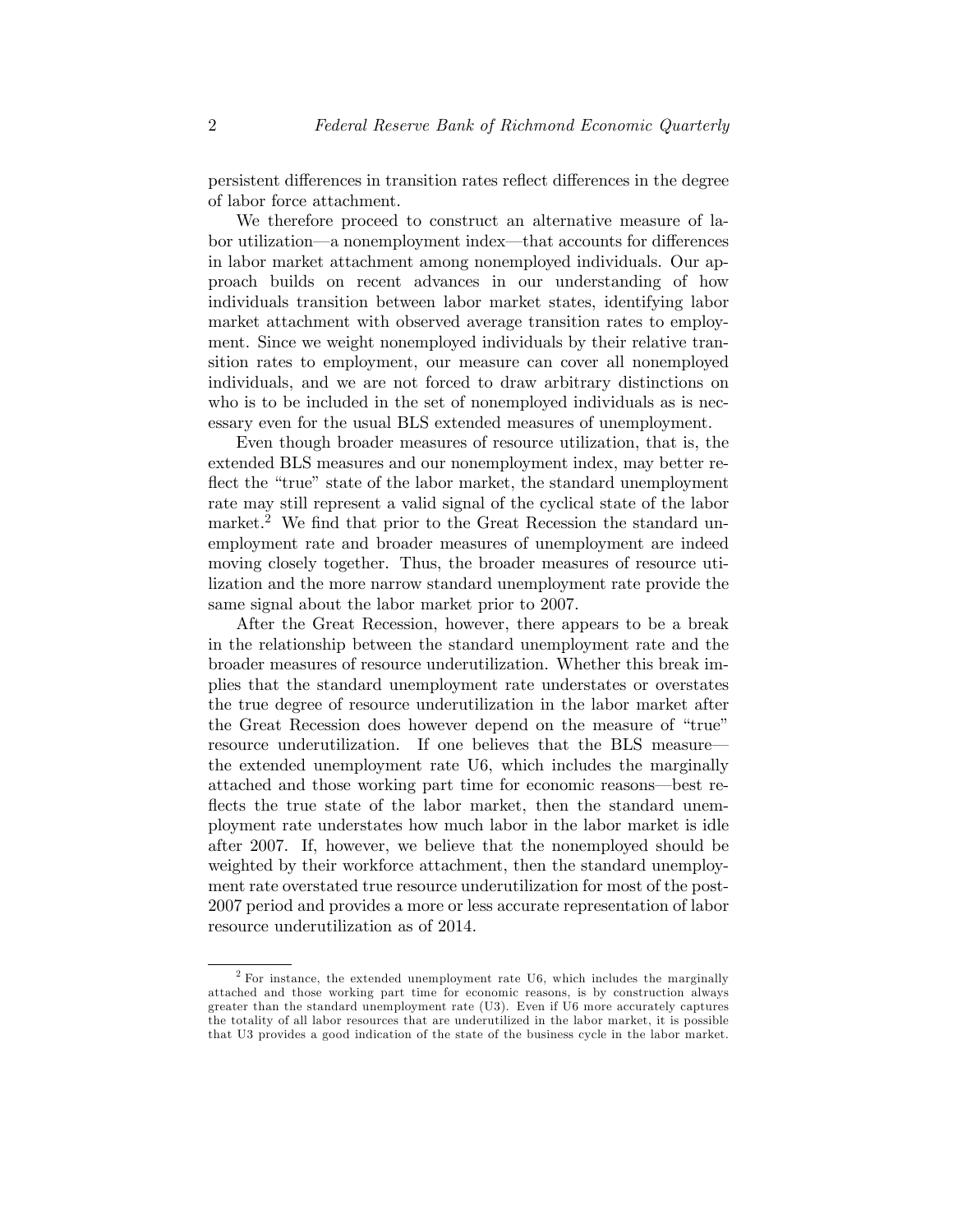persistent differences in transition rates reflect differences in the degree of labor force attachment.

We therefore proceed to construct an alternative measure of labor utilization—a nonemployment index—that accounts for differences in labor market attachment among nonemployed individuals. Our approach builds on recent advances in our understanding of how individuals transition between labor market states, identifying labor market attachment with observed average transition rates to employment. Since we weight nonemployed individuals by their relative transition rates to employment, our measure can cover all nonemployed individuals, and we are not forced to draw arbitrary distinctions on who is to be included in the set of nonemployed individuals as is necessary even for the usual BLS extended measures of unemployment.

Even though broader measures of resource utilization, that is, the extended BLS measures and our nonemployment index, may better reflect the "true" state of the labor market, the standard unemployment rate may still represent a valid signal of the cyclical state of the labor market.[2] We find that prior to the Great Recession the standard unemployment rate and broader measures of unemployment are indeed moving closely together. Thus, the broader measures of resource utilization and the more narrow standard unemployment rate provide the same signal about the labor market prior to 2007.

After the Great Recession, however, there appears to be a break in the relationship between the standard unemployment rate and the broader measures of resource underutilization. Whether this break implies that the standard unemployment rate understates or overstates the true degree of resource underutilization in the labor market after the Great Recession does however depend on the measure of "true" resource underutilization. If one believes that the BLS measure—the extended unemployment rate U6, which includes the marginally attached and those working part time for economic reasons—best reflects the true state of the labor market, then the standard unemployment rate understates how much labor in the labor market is idle after 2007. If, however, we believe that the nonemployed should be weighted by their workforce attachment, then the standard unemployment rate overstated true resource underutilization for most of the post-2007 period and provides a more or less accurate representation of labor resource underutilization as of 2014.

---

[2] For instance, the extended unemployment rate U6, which includes the marginally attached and those working part time for economic reasons, is by construction always greater than the standard unemployment rate (U3). Even if U6 more accurately captures the totality of all labor resources that are underutilized in the labor market, it is possible that U3 provides a good indication of the state of the business cycle in the labor market.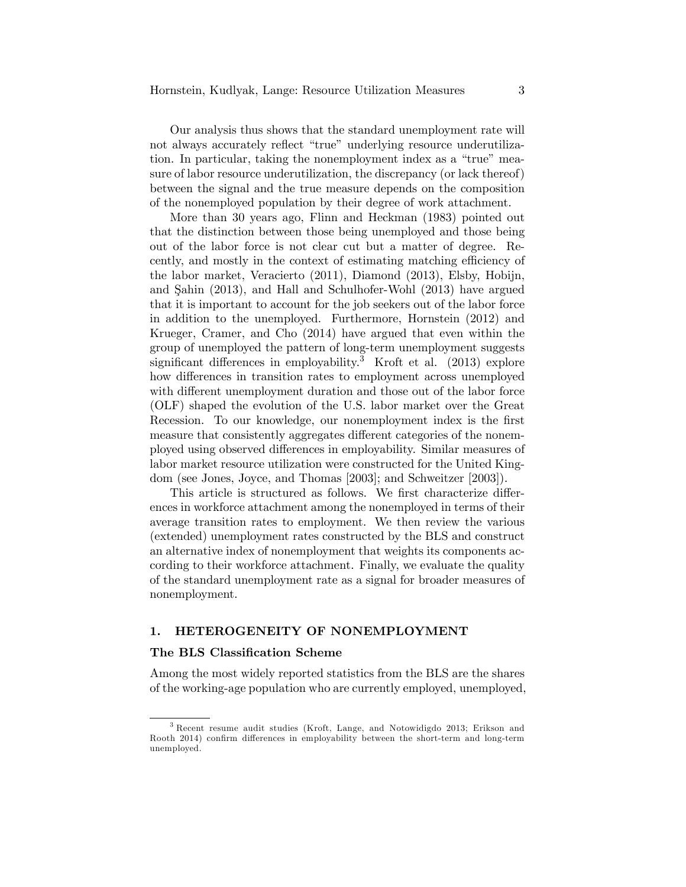Our analysis thus shows that the standard unemployment rate will not always accurately reflect "true" underlying resource underutilization. In particular, taking the nonemployment index as a "true" measure of labor resource underutilization, the discrepancy (or lack thereof) between the signal and the true measure depends on the composition of the nonemployed population by their degree of work attachment.

More than 30 years ago, Flinn and Heckman (1983) pointed out that the distinction between those being unemployed and those being out of the labor force is not clear cut but a matter of degree. Recently, and mostly in the context of estimating matching efficiency of the labor market, Veracierto (2011), Diamond (2013), Elsby, Hobijn, and Şahin (2013), and Hall and Schulhofer-Wohl (2013) have argued that it is important to account for the job seekers out of the labor force in addition to the unemployed. Furthermore, Hornstein (2012) and Krueger, Cramer, and Cho (2014) have argued that even within the group of unemployed the pattern of long-term unemployment suggests significant differences in employability.[3] Kroft et al. (2013) explore how differences in transition rates to employment across unemployed with different unemployment duration and those out of the labor force (OLF) shaped the evolution of the U.S. labor market over the Great Recession. To our knowledge, our nonemployment index is the first measure that consistently aggregates different categories of the nonemployed using observed differences in employability. Similar measures of labor market resource utilization were constructed for the United Kingdom (see Jones, Joyce, and Thomas [2003]; and Schweitzer [2003]).

This article is structured as follows. We first characterize differences in workforce attachment among the nonemployed in terms of their average transition rates to employment. We then review the various (extended) unemployment rates constructed by the BLS and construct an alternative index of nonemployment that weights its components according to their workforce attachment. Finally, we evaluate the quality of the standard unemployment rate as a signal for broader measures of nonemployment.

## 1. HETEROGENEITY OF NONEMPLOYMENT

### The BLS Classification Scheme

Among the most widely reported statistics from the BLS are the shares of the working-age population who are currently employed, unemployed,

---

[3] Recent resume audit studies (Kroft, Lange, and Notowidigdo 2013; Erikson and Rooth 2014) confirm differences in employability between the short-term and long-term unemployed.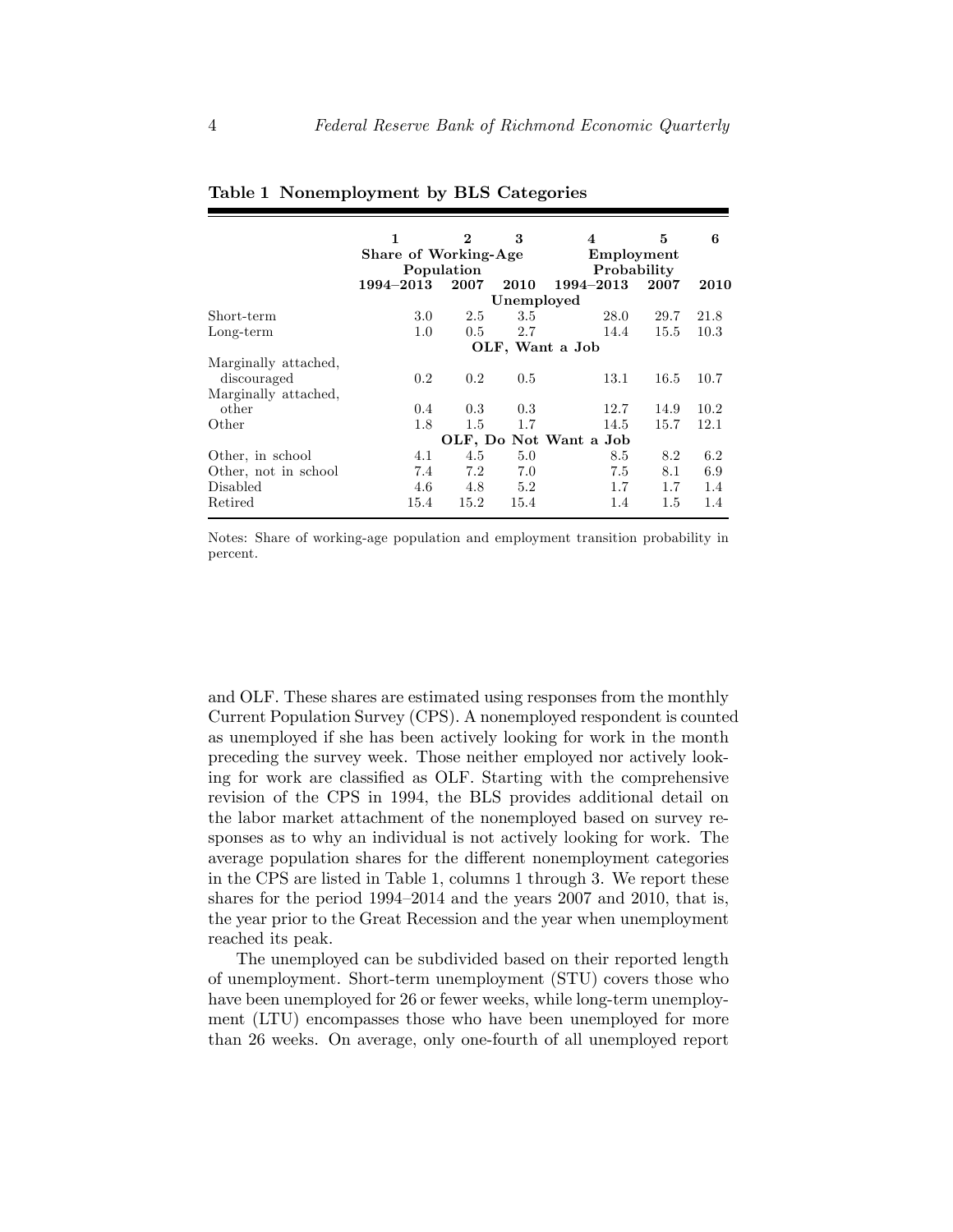**Table 1 Nonemployment by BLS Categories**

| | 1 | 2 | 3 | 4 | 5 | 6 |
|---|---|---|---|---|---|---|
| | Share of Working-Age Population | | | Employment Probability | | |
| | 1994–2013 | 2007 | 2010 | 1994–2013 | 2007 | 2010 |
| **Unemployed** | | | | | | |
| Short-term | 3.0 | 2.5 | 3.5 | 28.0 | 29.7 | 21.8 |
| Long-term | 1.0 | 0.5 | 2.7 | 14.4 | 15.5 | 10.3 |
| **OLF, Want a Job** | | | | | | |
| Marginally attached, discouraged | 0.2 | 0.2 | 0.5 | 13.1 | 16.5 | 10.7 |
| Marginally attached, other | 0.4 | 0.3 | 0.3 | 12.7 | 14.9 | 10.2 |
| Other | 1.8 | 1.5 | 1.7 | 14.5 | 15.7 | 12.1 |
| **OLF, Do Not Want a Job** | | | | | | |
| Other, in school | 4.1 | 4.5 | 5.0 | 8.5 | 8.2 | 6.2 |
| Other, not in school | 7.4 | 7.2 | 7.0 | 7.5 | 8.1 | 6.9 |
| Disabled | 4.6 | 4.8 | 5.2 | 1.7 | 1.7 | 1.4 |
| Retired | 15.4 | 15.2 | 15.4 | 1.4 | 1.5 | 1.4 |

Notes: Share of working-age population and employment transition probability in percent.

and OLF. These shares are estimated using responses from the monthly Current Population Survey (CPS). A nonemployed respondent is counted as unemployed if she has been actively looking for work in the month preceding the survey week. Those neither employed nor actively looking for work are classified as OLF. Starting with the comprehensive revision of the CPS in 1994, the BLS provides additional detail on the labor market attachment of the nonemployed based on survey responses as to why an individual is not actively looking for work. The average population shares for the different nonemployment categories in the CPS are listed in Table 1, columns 1 through 3. We report these shares for the period 1994–2014 and the years 2007 and 2010, that is, the year prior to the Great Recession and the year when unemployment reached its peak.

The unemployed can be subdivided based on their reported length of unemployment. Short-term unemployment (STU) covers those who have been unemployed for 26 or fewer weeks, while long-term unemployment (LTU) encompasses those who have been unemployed for more than 26 weeks. On average, only one-fourth of all unemployed report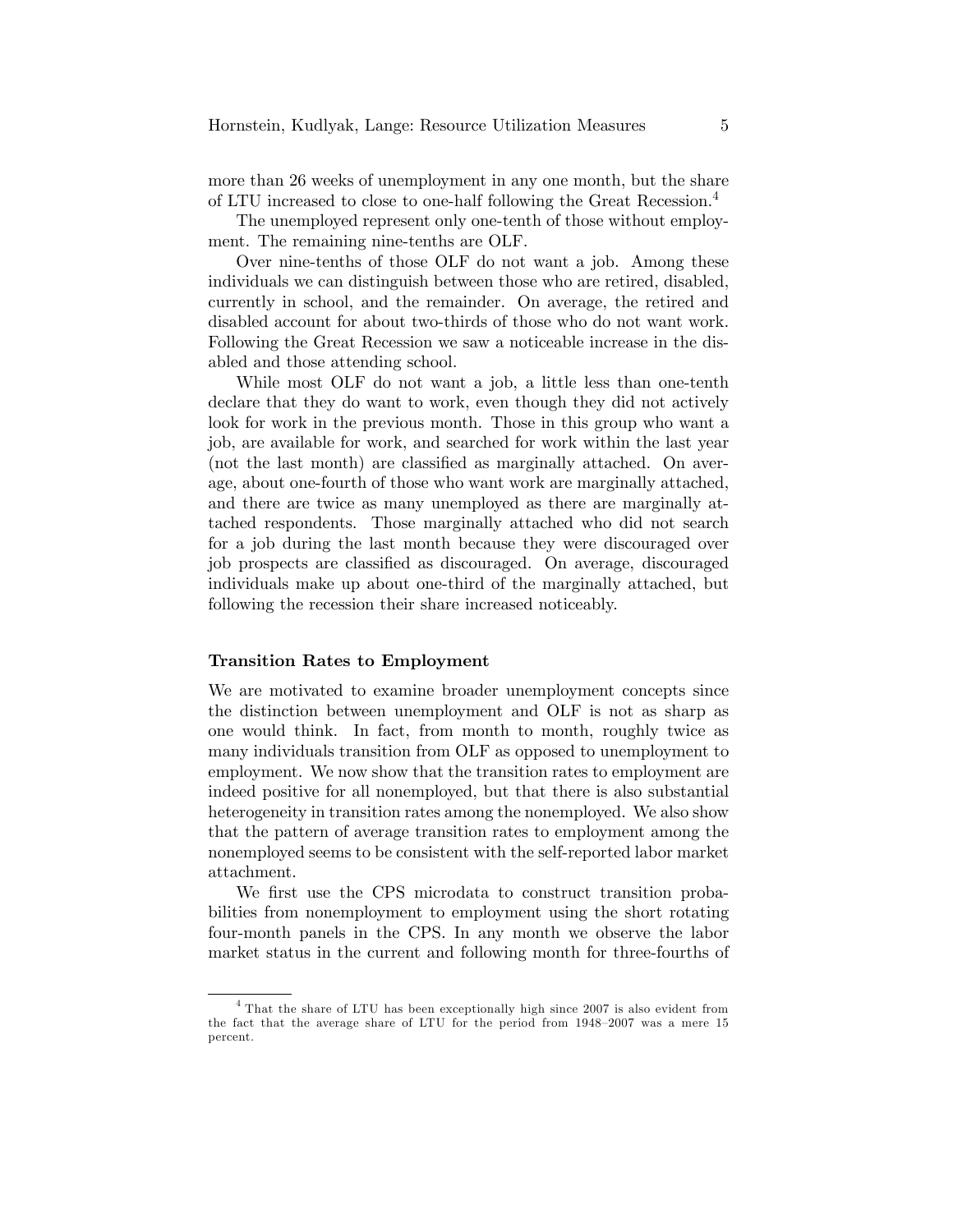more than 26 weeks of unemployment in any one month, but the share of LTU increased to close to one-half following the Great Recession.[4]

The unemployed represent only one-tenth of those without employment. The remaining nine-tenths are OLF.

Over nine-tenths of those OLF do not want a job. Among these individuals we can distinguish between those who are retired, disabled, currently in school, and the remainder. On average, the retired and disabled account for about two-thirds of those who do not want work. Following the Great Recession we saw a noticeable increase in the disabled and those attending school.

While most OLF do not want a job, a little less than one-tenth declare that they do want to work, even though they did not actively look for work in the previous month. Those in this group who want a job, are available for work, and searched for work within the last year (not the last month) are classified as marginally attached. On average, about one-fourth of those who want work are marginally attached, and there are twice as many unemployed as there are marginally attached respondents. Those marginally attached who did not search for a job during the last month because they were discouraged over job prospects are classified as discouraged. On average, discouraged individuals make up about one-third of the marginally attached, but following the recession their share increased noticeably.

### Transition Rates to Employment

We are motivated to examine broader unemployment concepts since the distinction between unemployment and OLF is not as sharp as one would think. In fact, from month to month, roughly twice as many individuals transition from OLF as opposed to unemployment to employment. We now show that the transition rates to employment are indeed positive for all nonemployed, but that there is also substantial heterogeneity in transition rates among the nonemployed. We also show that the pattern of average transition rates to employment among the nonemployed seems to be consistent with the self-reported labor market attachment.

We first use the CPS microdata to construct transition probabilities from nonemployment to employment using the short rotating four-month panels in the CPS. In any month we observe the labor market status in the current and following month for three-fourths of

[4] That the share of LTU has been exceptionally high since 2007 is also evident from the fact that the average share of LTU for the period from 1948–2007 was a mere 15 percent.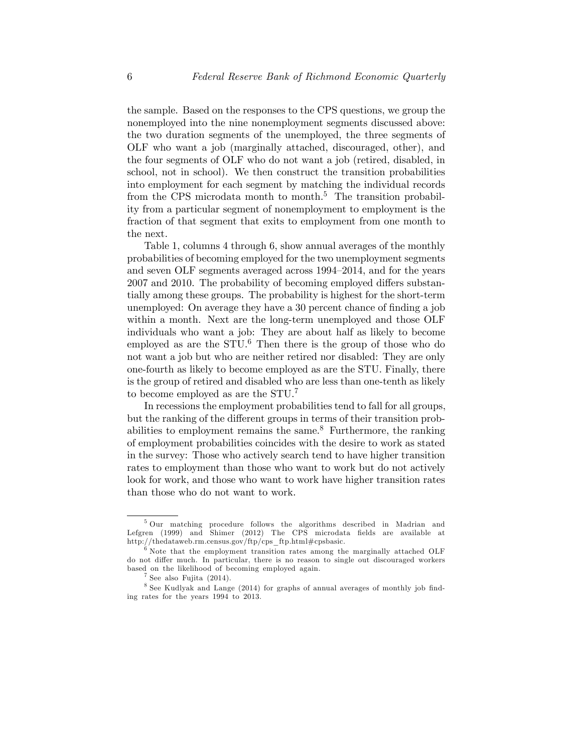the sample. Based on the responses to the CPS questions, we group the nonemployed into the nine nonemployment segments discussed above: the two duration segments of the unemployed, the three segments of OLF who want a job (marginally attached, discouraged, other), and the four segments of OLF who do not want a job (retired, disabled, in school, not in school). We then construct the transition probabilities into employment for each segment by matching the individual records from the CPS microdata month to month.[5] The transition probability from a particular segment of nonemployment to employment is the fraction of that segment that exits to employment from one month to the next.

Table 1, columns 4 through 6, show annual averages of the monthly probabilities of becoming employed for the two unemployment segments and seven OLF segments averaged across 1994–2014, and for the years 2007 and 2010. The probability of becoming employed differs substantially among these groups. The probability is highest for the short-term unemployed: On average they have a 30 percent chance of finding a job within a month. Next are the long-term unemployed and those OLF individuals who want a job: They are about half as likely to become employed as are the STU.[6] Then there is the group of those who do not want a job but who are neither retired nor disabled: They are only one-fourth as likely to become employed as are the STU. Finally, there is the group of retired and disabled who are less than one-tenth as likely to become employed as are the STU.[7]

In recessions the employment probabilities tend to fall for all groups, but the ranking of the different groups in terms of their transition probabilities to employment remains the same.[8] Furthermore, the ranking of employment probabilities coincides with the desire to work as stated in the survey: Those who actively search tend to have higher transition rates to employment than those who want to work but do not actively look for work, and those who want to work have higher transition rates than those who do not want to work.

---

[5] Our matching procedure follows the algorithms described in Madrian and Lefgren (1999) and Shimer (2012) The CPS microdata fields are available at http://thedataweb.rm.census.gov/ftp/cps_ftp.html#cpsbasic.

[6] Note that the employment transition rates among the marginally attached OLF do not differ much. In particular, there is no reason to single out discouraged workers based on the likelihood of becoming employed again.

[7] See also Fujita (2014).

[8] See Kudlyak and Lange (2014) for graphs of annual averages of monthly job finding rates for the years 1994 to 2013.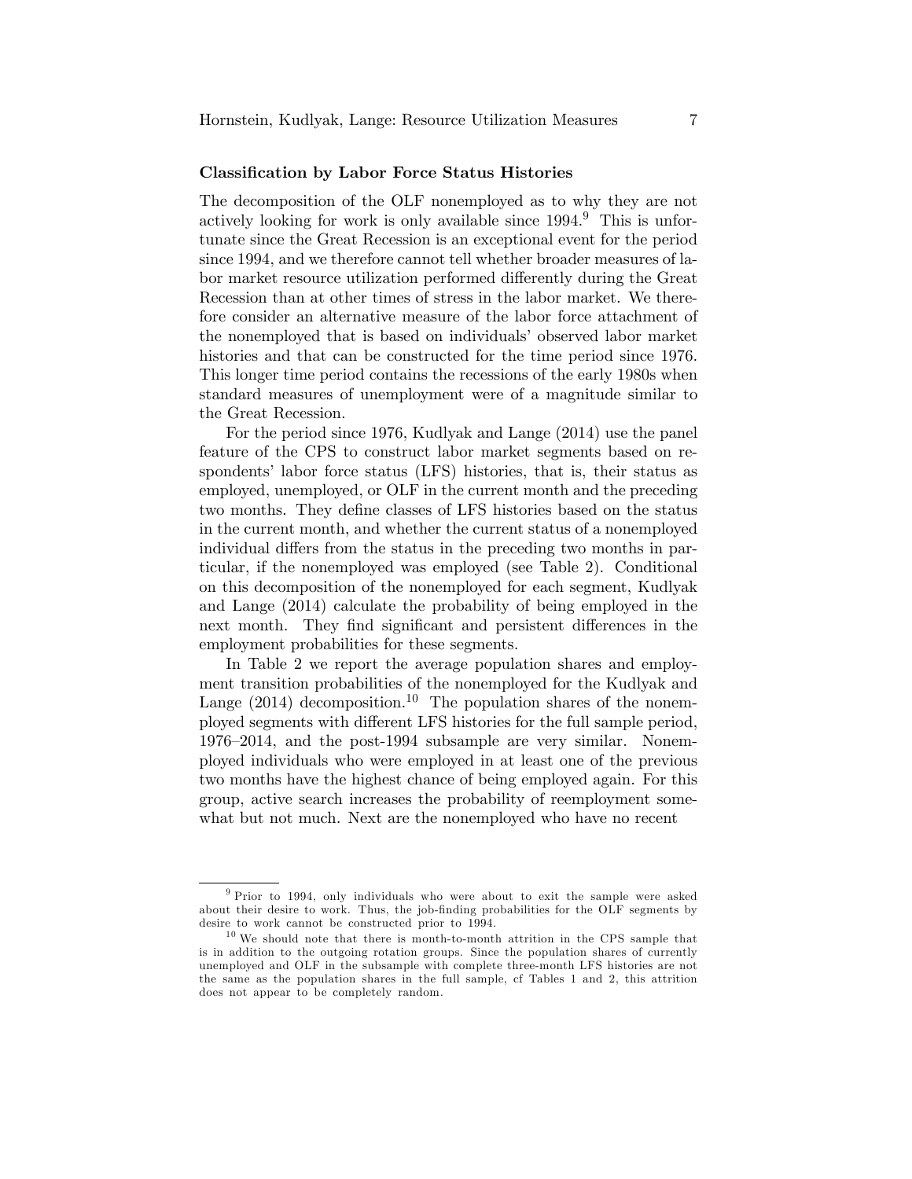### Classification by Labor Force Status Histories

The decomposition of the OLF nonemployed as to why they are not actively looking for work is only available since 1994.[9] This is unfortunate since the Great Recession is an exceptional event for the period since 1994, and we therefore cannot tell whether broader measures of labor market resource utilization performed differently during the Great Recession than at other times of stress in the labor market. We therefore consider an alternative measure of the labor force attachment of the nonemployed that is based on individuals' observed labor market histories and that can be constructed for the time period since 1976. This longer time period contains the recessions of the early 1980s when standard measures of unemployment were of a magnitude similar to the Great Recession.

For the period since 1976, Kudlyak and Lange (2014) use the panel feature of the CPS to construct labor market segments based on respondents' labor force status (LFS) histories, that is, their status as employed, unemployed, or OLF in the current month and the preceding two months. They define classes of LFS histories based on the status in the current month, and whether the current status of a nonemployed individual differs from the status in the preceding two months in particular, if the nonemployed was employed (see Table 2). Conditional on this decomposition of the nonemployed for each segment, Kudlyak and Lange (2014) calculate the probability of being employed in the next month. They find significant and persistent differences in the employment probabilities for these segments.

In Table 2 we report the average population shares and employment transition probabilities of the nonemployed for the Kudlyak and Lange (2014) decomposition.[10] The population shares of the nonemployed segments with different LFS histories for the full sample period, 1976–2014, and the post-1994 subsample are very similar. Nonemployed individuals who were employed in at least one of the previous two months have the highest chance of being employed again. For this group, active search increases the probability of reemployment somewhat but not much. Next are the nonemployed who have no recent

---

[9] Prior to 1994, only individuals who were about to exit the sample were asked about their desire to work. Thus, the job-finding probabilities for the OLF segments by desire to work cannot be constructed prior to 1994.

[10] We should note that there is month-to-month attrition in the CPS sample that is in addition to the outgoing rotation groups. Since the population shares of currently unemployed and OLF in the subsample with complete three-month LFS histories are not the same as the population shares in the full sample, cf Tables 1 and 2, this attrition does not appear to be completely random.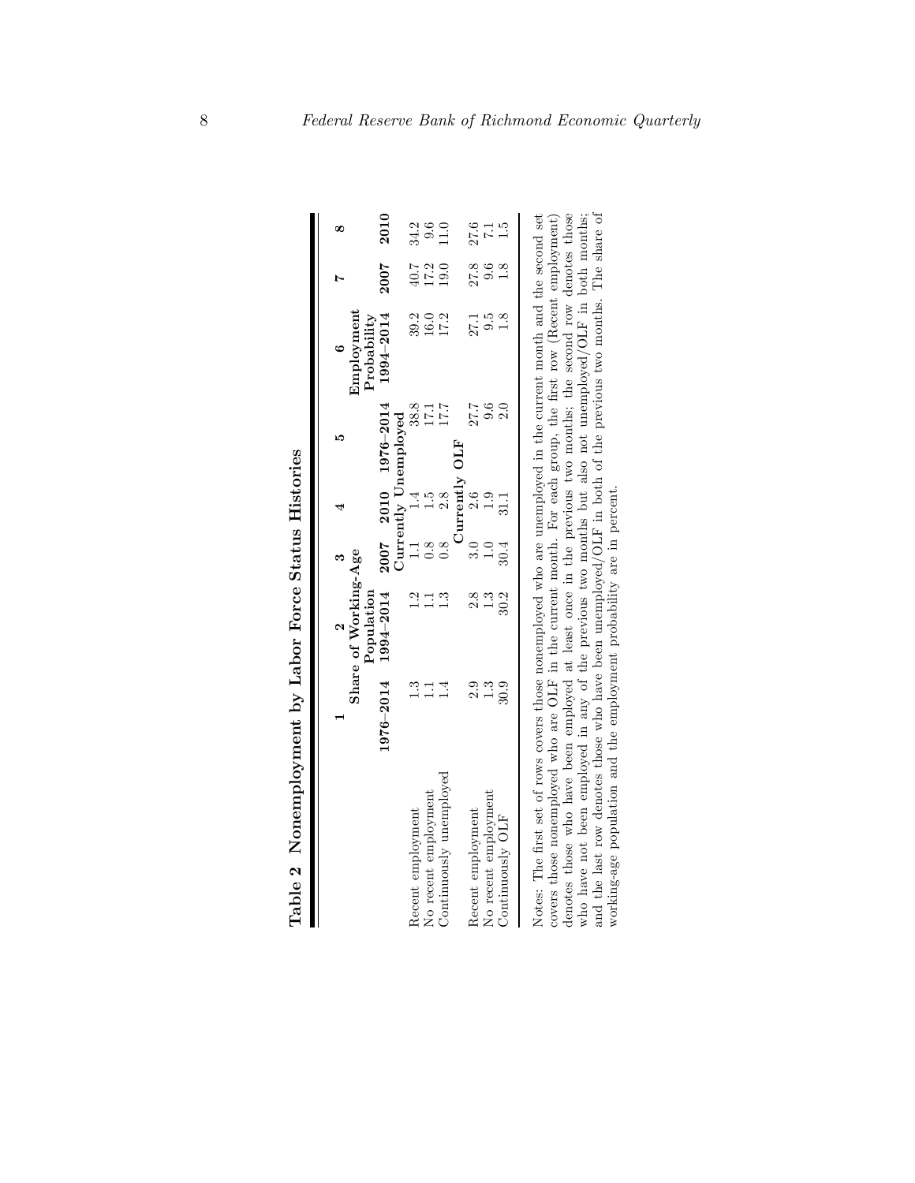**Table 2 Nonemployment by Labor Force Status Histories**

| | 1 | 2 | 3 | 4 | 5 | 6 | 7 | 8 |
|---|---|---|---|---|---|---|---|---|
| | Share of Working-Age Population | | | | Employment Probability | | | |
| | 1976–2014 | 1994–2014 | 2007 | 2010 | 1976–2014 | 1994–2014 | 2007 | 2010 |
| **Currently Unemployed** | | | | | | | | |
| Recent employment | 1.3 | 1.2 | 1.1 | 1.4 | 38.8 | 39.2 | 40.7 | 34.2 |
| No recent employment | 1.1 | 1.1 | 0.8 | 1.5 | 17.1 | 16.0 | 17.2 | 9.6 |
| Continuously unemployed | 1.4 | 1.3 | 0.8 | 2.8 | 17.7 | 17.2 | 19.0 | 11.0 |
| **Currently OLF** | | | | | | | | |
| Recent employment | 2.9 | 2.8 | 3.0 | 2.6 | 27.7 | 27.1 | 27.8 | 27.6 |
| No recent employment | 1.3 | 1.3 | 1.0 | 1.9 | 9.6 | 9.5 | 9.6 | 7.1 |
| Continuously OLF | 30.9 | 30.2 | 30.4 | 31.1 | 2.0 | 1.8 | 1.8 | 1.5 |

Notes: The first set of rows covers those nonemployed who are unemployed in the current month and the second set covers those nonemployed who are OLF in the current month. For each group, the first row (Recent employment) denotes those who have been employed at least once in the previous two months; the second row denotes those who have not been employed in any of the previous two months but also not unemployed/OLF in both months; and the last row denotes those who have been unemployed/OLF in both of the previous two months. The share of working-age population and the employment probability are in percent.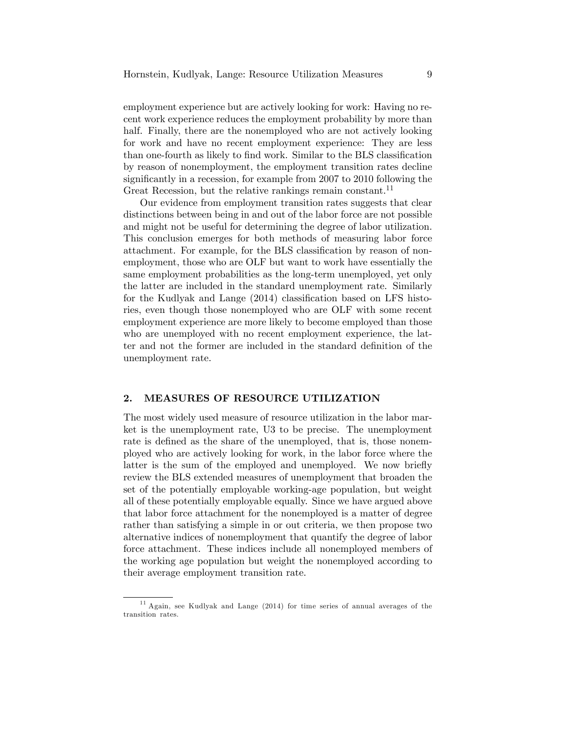employment experience but are actively looking for work: Having no recent work experience reduces the employment probability by more than half. Finally, there are the nonemployed who are not actively looking for work and have no recent employment experience: They are less than one-fourth as likely to find work. Similar to the BLS classification by reason of nonemployment, the employment transition rates decline significantly in a recession, for example from 2007 to 2010 following the Great Recession, but the relative rankings remain constant.[11]

Our evidence from employment transition rates suggests that clear distinctions between being in and out of the labor force are not possible and might not be useful for determining the degree of labor utilization. This conclusion emerges for both methods of measuring labor force attachment. For example, for the BLS classification by reason of nonemployment, those who are OLF but want to work have essentially the same employment probabilities as the long-term unemployed, yet only the latter are included in the standard unemployment rate. Similarly for the Kudlyak and Lange (2014) classification based on LFS histories, even though those nonemployed who are OLF with some recent employment experience are more likely to become employed than those who are unemployed with no recent employment experience, the latter and not the former are included in the standard definition of the unemployment rate.

## 2. MEASURES OF RESOURCE UTILIZATION

The most widely used measure of resource utilization in the labor market is the unemployment rate, U3 to be precise. The unemployment rate is defined as the share of the unemployed, that is, those nonemployed who are actively looking for work, in the labor force where the latter is the sum of the employed and unemployed. We now briefly review the BLS extended measures of unemployment that broaden the set of the potentially employable working-age population, but weight all of these potentially employable equally. Since we have argued above that labor force attachment for the nonemployed is a matter of degree rather than satisfying a simple in or out criteria, we then propose two alternative indices of nonemployment that quantify the degree of labor force attachment. These indices include all nonemployed members of the working age population but weight the nonemployed according to their average employment transition rate.

[11] Again, see Kudlyak and Lange (2014) for time series of annual averages of the transition rates.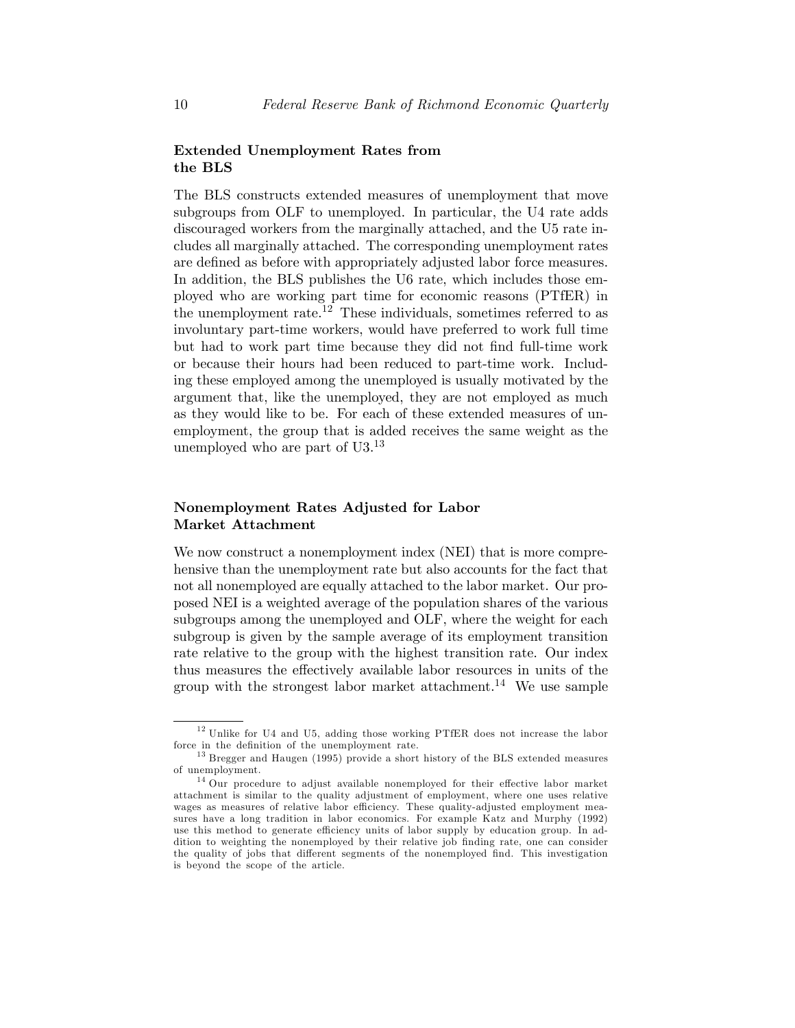### Extended Unemployment Rates from the BLS

The BLS constructs extended measures of unemployment that move subgroups from OLF to unemployed. In particular, the U4 rate adds discouraged workers from the marginally attached, and the U5 rate includes all marginally attached. The corresponding unemployment rates are defined as before with appropriately adjusted labor force measures. In addition, the BLS publishes the U6 rate, which includes those employed who are working part time for economic reasons (PTfER) in the unemployment rate.[12] These individuals, sometimes referred to as involuntary part-time workers, would have preferred to work full time but had to work part time because they did not find full-time work or because their hours had been reduced to part-time work. Including these employed among the unemployed is usually motivated by the argument that, like the unemployed, they are not employed as much as they would like to be. For each of these extended measures of unemployment, the group that is added receives the same weight as the unemployed who are part of U3.[13]

### Nonemployment Rates Adjusted for Labor Market Attachment

We now construct a nonemployment index (NEI) that is more comprehensive than the unemployment rate but also accounts for the fact that not all nonemployed are equally attached to the labor market. Our proposed NEI is a weighted average of the population shares of the various subgroups among the unemployed and OLF, where the weight for each subgroup is given by the sample average of its employment transition rate relative to the group with the highest transition rate. Our index thus measures the effectively available labor resources in units of the group with the strongest labor market attachment.[14] We use sample

---

[12] Unlike for U4 and U5, adding those working PTfER does not increase the labor force in the definition of the unemployment rate.

[13] Bregger and Haugen (1995) provide a short history of the BLS extended measures of unemployment.

[14] Our procedure to adjust available nonemployed for their effective labor market attachment is similar to the quality adjustment of employment, where one uses relative wages as measures of relative labor efficiency. These quality-adjusted employment measures have a long tradition in labor economics. For example Katz and Murphy (1992) use this method to generate efficiency units of labor supply by education group. In addition to weighting the nonemployed by their relative job finding rate, one can consider the quality of jobs that different segments of the nonemployed find. This investigation is beyond the scope of the article.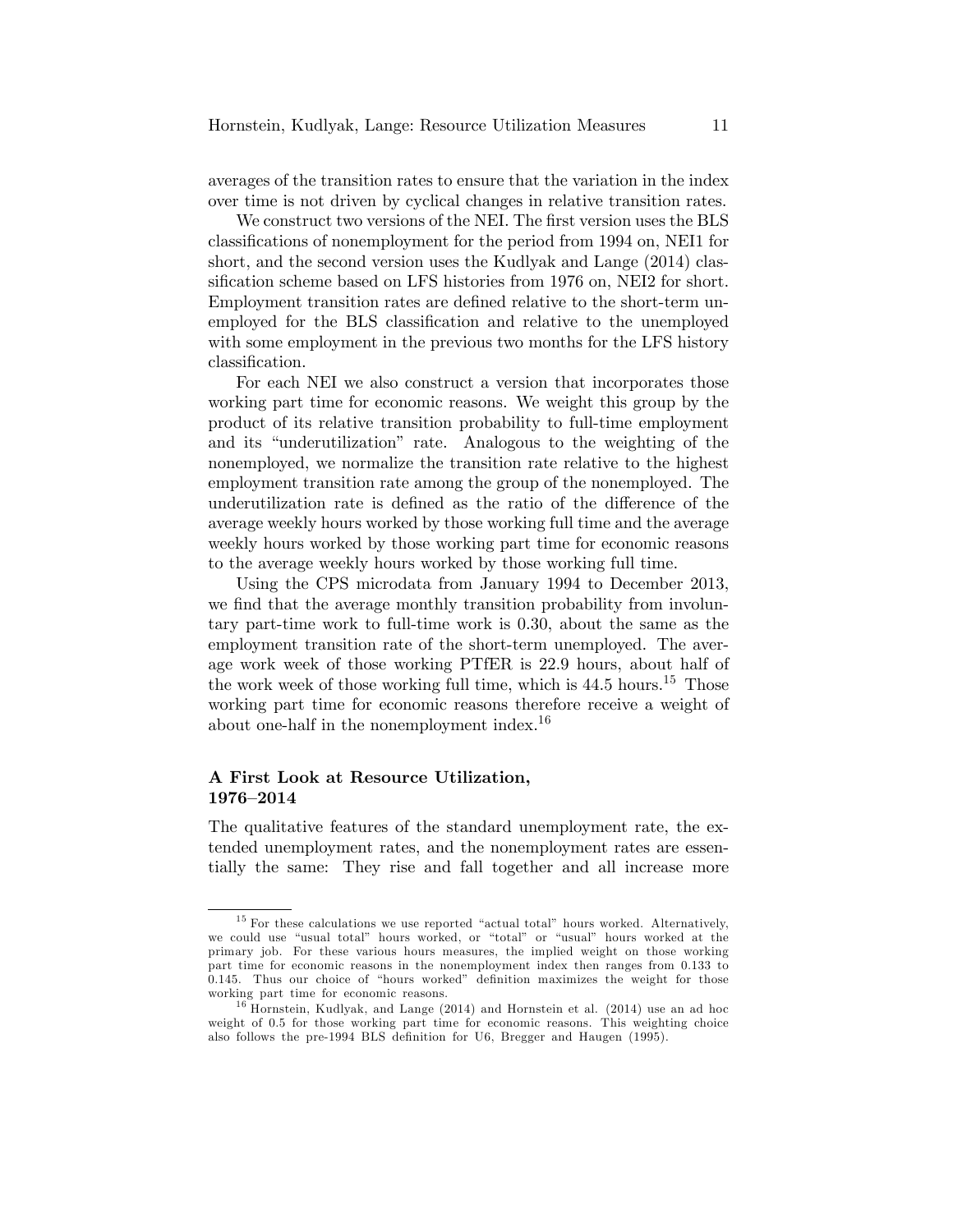averages of the transition rates to ensure that the variation in the index over time is not driven by cyclical changes in relative transition rates.

We construct two versions of the NEI. The first version uses the BLS classifications of nonemployment for the period from 1994 on, NEI1 for short, and the second version uses the Kudlyak and Lange (2014) classification scheme based on LFS histories from 1976 on, NEI2 for short. Employment transition rates are defined relative to the short-term unemployed for the BLS classification and relative to the unemployed with some employment in the previous two months for the LFS history classification.

For each NEI we also construct a version that incorporates those working part time for economic reasons. We weight this group by the product of its relative transition probability to full-time employment and its "underutilization" rate. Analogous to the weighting of the nonemployed, we normalize the transition rate relative to the highest employment transition rate among the group of the nonemployed. The underutilization rate is defined as the ratio of the difference of the average weekly hours worked by those working full time and the average weekly hours worked by those working part time for economic reasons to the average weekly hours worked by those working full time.

Using the CPS microdata from January 1994 to December 2013, we find that the average monthly transition probability from involuntary part-time work to full-time work is 0.30, about the same as the employment transition rate of the short-term unemployed. The average work week of those working PTfER is 22.9 hours, about half of the work week of those working full time, which is 44.5 hours.[15] Those working part time for economic reasons therefore receive a weight of about one-half in the nonemployment index.[16]

## A First Look at Resource Utilization, 1976–2014

The qualitative features of the standard unemployment rate, the extended unemployment rates, and the nonemployment rates are essentially the same: They rise and fall together and all increase more

---

[15] For these calculations we use reported "actual total" hours worked. Alternatively, we could use "usual total" hours worked, or "total" or "usual" hours worked at the primary job. For these various hours measures, the implied weight on those working part time for economic reasons in the nonemployment index then ranges from 0.133 to 0.145. Thus our choice of "hours worked" definition maximizes the weight for those working part time for economic reasons.

[16] Hornstein, Kudlyak, and Lange (2014) and Hornstein et al. (2014) use an ad hoc weight of 0.5 for those working part time for economic reasons. This weighting choice also follows the pre-1994 BLS definition for U6, Bregger and Haugen (1995).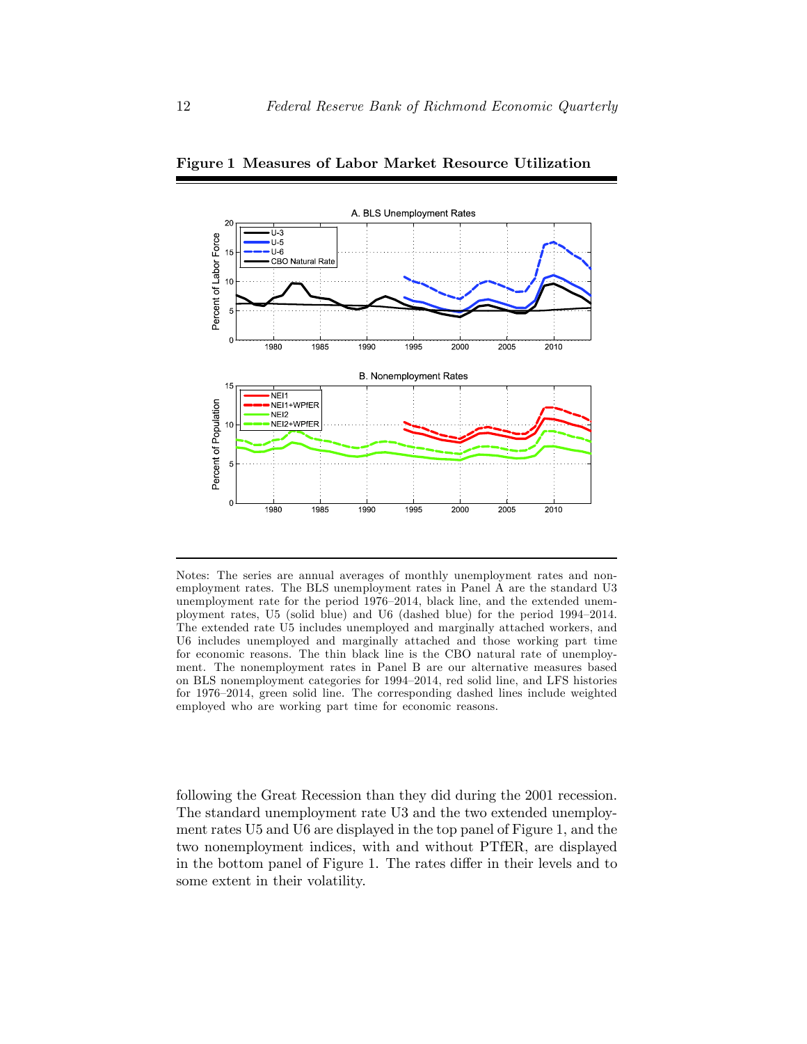**Figure 1 Measures of Labor Market Resource Utilization**

Notes: The series are annual averages of monthly unemployment rates and nonemployment rates. The BLS unemployment rates in Panel A are the standard U3 unemployment rate for the period 1976–2014, black line, and the extended unemployment rates, U5 (solid blue) and U6 (dashed blue) for the period 1994–2014. The extended rate U5 includes unemployed and marginally attached workers, and U6 includes unemployed and marginally attached and those working part time for economic reasons. The thin black line is the CBO natural rate of unemployment. The nonemployment rates in Panel B are our alternative measures based on BLS nonemployment categories for 1994–2014, red solid line, and LFS histories for 1976–2014, green solid line. The corresponding dashed lines include weighted employed who are working part time for economic reasons.

following the Great Recession than they did during the 2001 recession. The standard unemployment rate U3 and the two extended unemployment rates U5 and U6 are displayed in the top panel of Figure 1, and the two nonemployment indices, with and without PTfER, are displayed in the bottom panel of Figure 1. The rates differ in their levels and to some extent in their volatility.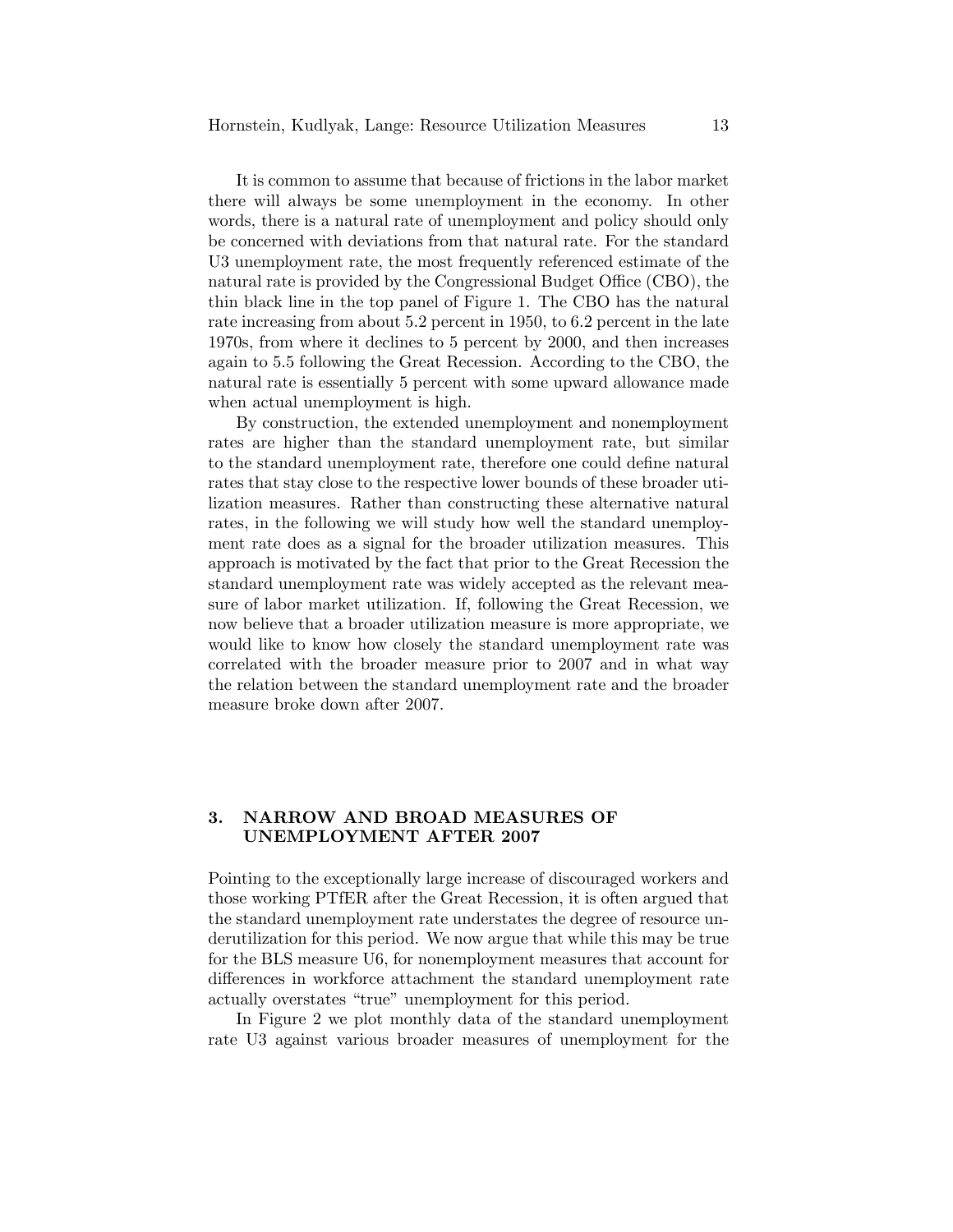It is common to assume that because of frictions in the labor market there will always be some unemployment in the economy. In other words, there is a natural rate of unemployment and policy should only be concerned with deviations from that natural rate. For the standard U3 unemployment rate, the most frequently referenced estimate of the natural rate is provided by the Congressional Budget Office (CBO), the thin black line in the top panel of Figure 1. The CBO has the natural rate increasing from about 5.2 percent in 1950, to 6.2 percent in the late 1970s, from where it declines to 5 percent by 2000, and then increases again to 5.5 following the Great Recession. According to the CBO, the natural rate is essentially 5 percent with some upward allowance made when actual unemployment is high.

By construction, the extended unemployment and nonemployment rates are higher than the standard unemployment rate, but similar to the standard unemployment rate, therefore one could define natural rates that stay close to the respective lower bounds of these broader utilization measures. Rather than constructing these alternative natural rates, in the following we will study how well the standard unemployment rate does as a signal for the broader utilization measures. This approach is motivated by the fact that prior to the Great Recession the standard unemployment rate was widely accepted as the relevant measure of labor market utilization. If, following the Great Recession, we now believe that a broader utilization measure is more appropriate, we would like to know how closely the standard unemployment rate was correlated with the broader measure prior to 2007 and in what way the relation between the standard unemployment rate and the broader measure broke down after 2007.

## 3. NARROW AND BROAD MEASURES OF UNEMPLOYMENT AFTER 2007

Pointing to the exceptionally large increase of discouraged workers and those working PTfER after the Great Recession, it is often argued that the standard unemployment rate understates the degree of resource underutilization for this period. We now argue that while this may be true for the BLS measure U6, for nonemployment measures that account for differences in workforce attachment the standard unemployment rate actually overstates "true" unemployment for this period.

In Figure 2 we plot monthly data of the standard unemployment rate U3 against various broader measures of unemployment for the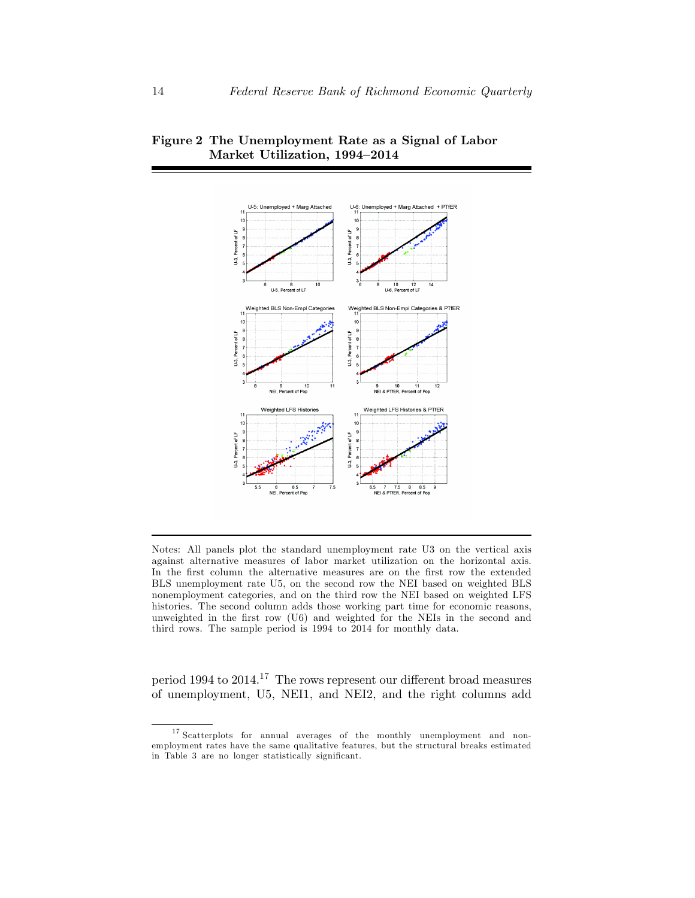**Figure 2 The Unemployment Rate as a Signal of Labor Market Utilization, 1994–2014**

Notes: All panels plot the standard unemployment rate U3 on the vertical axis against alternative measures of labor market utilization on the horizontal axis. In the first column the alternative measures are on the first row the extended BLS unemployment rate U5, on the second row the NEI based on weighted BLS nonemployment categories, and on the third row the NEI based on weighted LFS histories. The second column adds those working part time for economic reasons, unweighted in the first row (U6) and weighted for the NEIs in the second and third rows. The sample period is 1994 to 2014 for monthly data.

period 1994 to 2014.[17] The rows represent our different broad measures of unemployment, U5, NEI1, and NEI2, and the right columns add

[17] Scatterplots for annual averages of the monthly unemployment and nonemployment rates have the same qualitative features, but the structural breaks estimated in Table 3 are no longer statistically significant.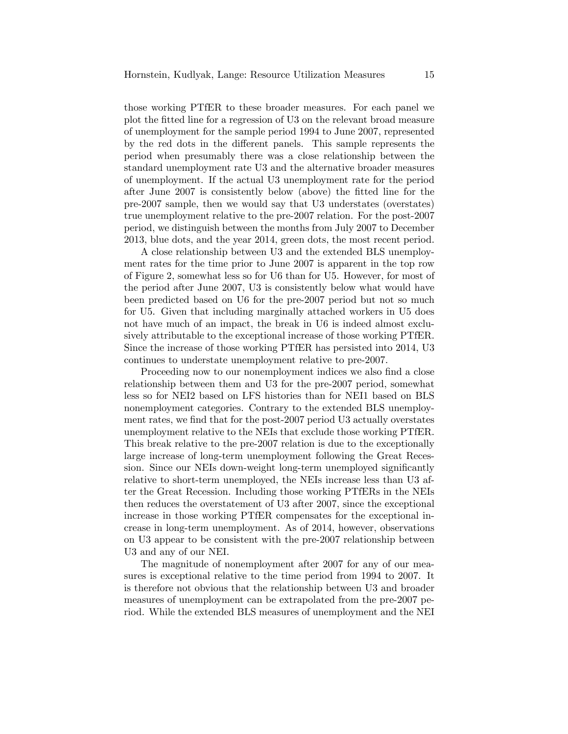those working PTfER to these broader measures. For each panel we plot the fitted line for a regression of U3 on the relevant broad measure of unemployment for the sample period 1994 to June 2007, represented by the red dots in the different panels. This sample represents the period when presumably there was a close relationship between the standard unemployment rate U3 and the alternative broader measures of unemployment. If the actual U3 unemployment rate for the period after June 2007 is consistently below (above) the fitted line for the pre-2007 sample, then we would say that U3 understates (overstates) true unemployment relative to the pre-2007 relation. For the post-2007 period, we distinguish between the months from July 2007 to December 2013, blue dots, and the year 2014, green dots, the most recent period.

A close relationship between U3 and the extended BLS unemployment rates for the time prior to June 2007 is apparent in the top row of Figure 2, somewhat less so for U6 than for U5. However, for most of the period after June 2007, U3 is consistently below what would have been predicted based on U6 for the pre-2007 period but not so much for U5. Given that including marginally attached workers in U5 does not have much of an impact, the break in U6 is indeed almost exclusively attributable to the exceptional increase of those working PTfER. Since the increase of those working PTfER has persisted into 2014, U3 continues to understate unemployment relative to pre-2007.

Proceeding now to our nonemployment indices we also find a close relationship between them and U3 for the pre-2007 period, somewhat less so for NEI2 based on LFS histories than for NEI1 based on BLS nonemployment categories. Contrary to the extended BLS unemployment rates, we find that for the post-2007 period U3 actually overstates unemployment relative to the NEIs that exclude those working PTfER. This break relative to the pre-2007 relation is due to the exceptionally large increase of long-term unemployment following the Great Recession. Since our NEIs down-weight long-term unemployed significantly relative to short-term unemployed, the NEIs increase less than U3 after the Great Recession. Including those working PTfERs in the NEIs then reduces the overstatement of U3 after 2007, since the exceptional increase in those working PTfER compensates for the exceptional increase in long-term unemployment. As of 2014, however, observations on U3 appear to be consistent with the pre-2007 relationship between U3 and any of our NEI.

The magnitude of nonemployment after 2007 for any of our measures is exceptional relative to the time period from 1994 to 2007. It is therefore not obvious that the relationship between U3 and broader measures of unemployment can be extrapolated from the pre-2007 period. While the extended BLS measures of unemployment and the NEI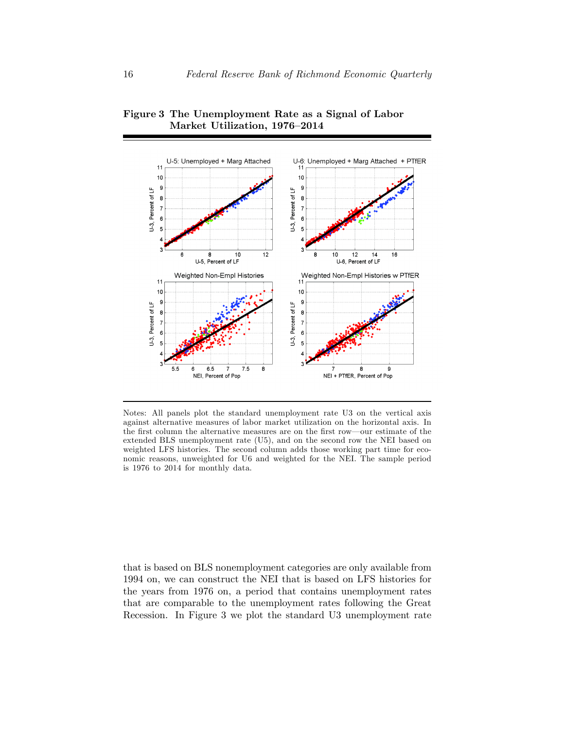**Figure 3 The Unemployment Rate as a Signal of Labor Market Utilization, 1976–2014**

Notes: All panels plot the standard unemployment rate U3 on the vertical axis against alternative measures of labor market utilization on the horizontal axis. In the first column the alternative measures are on the first row—our estimate of the extended BLS unemployment rate (U5), and on the second row the NEI based on weighted LFS histories. The second column adds those working part time for economic reasons, unweighted for U6 and weighted for the NEI. The sample period is 1976 to 2014 for monthly data.

that is based on BLS nonemployment categories are only available from 1994 on, we can construct the NEI that is based on LFS histories for the years from 1976 on, a period that contains unemployment rates that are comparable to the unemployment rates following the Great Recession. In Figure 3 we plot the standard U3 unemployment rate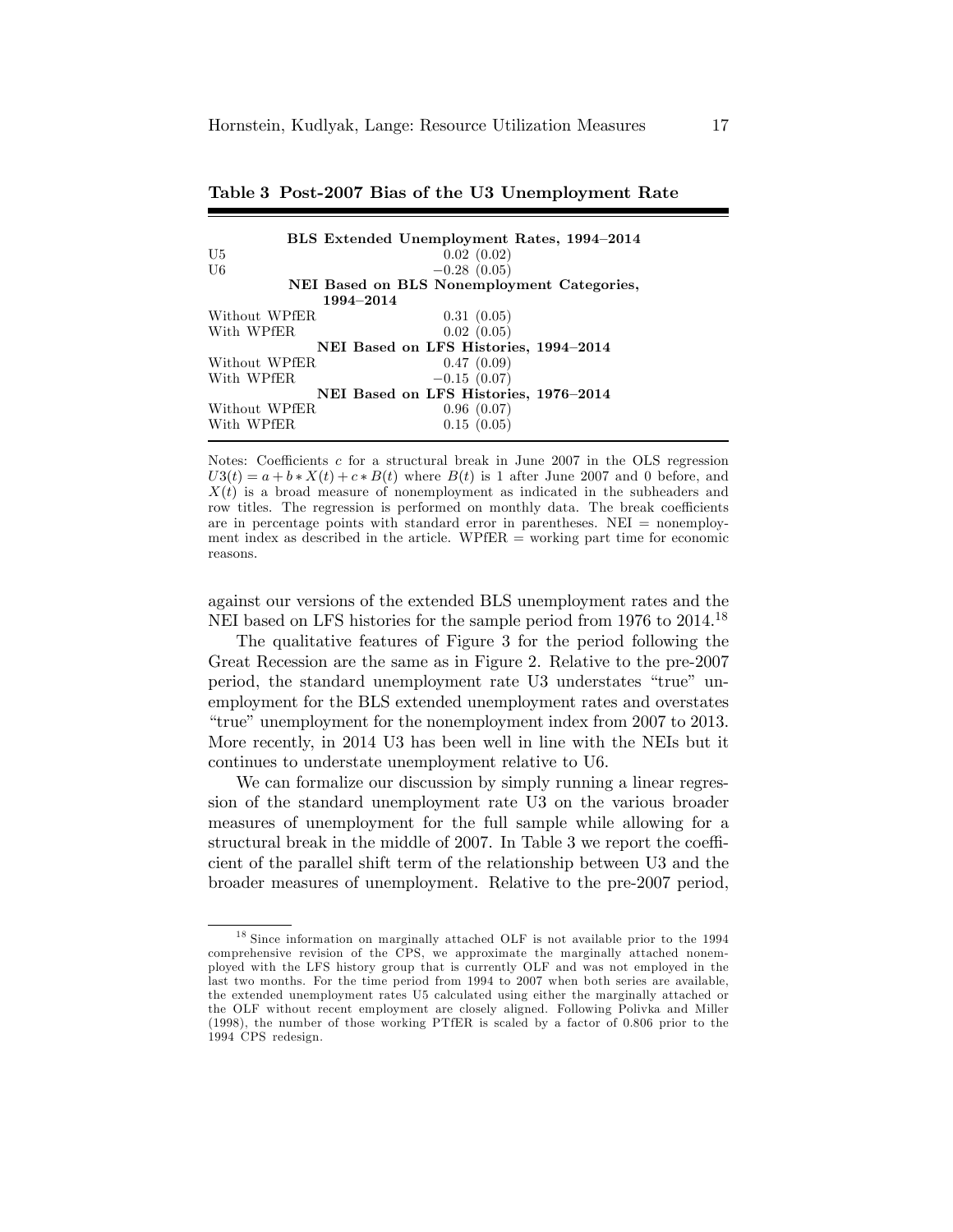**Table 3 Post-2007 Bias of the U3 Unemployment Rate**

| | |
|---|---|
| **BLS Extended Unemployment Rates, 1994–2014** | |
| U5 | 0.02 (0.02) |
| U6 | −0.28 (0.05) |
| **NEI Based on BLS Nonemployment Categories, 1994–2014** | |
| Without WPfER | 0.31 (0.05) |
| With WPfER | 0.02 (0.05) |
| **NEI Based on LFS Histories, 1994–2014** | |
| Without WPfER | 0.47 (0.09) |
| With WPfER | −0.15 (0.07) |
| **NEI Based on LFS Histories, 1976–2014** | |
| Without WPfER | 0.96 (0.07) |
| With WPfER | 0.15 (0.05) |

Notes: Coefficients $c$ for a structural break in June 2007 in the OLS regression $U3(t) = a + b * X(t) + c * B(t)$ where $B(t)$ is 1 after June 2007 and 0 before, and $X(t)$ is a broad measure of nonemployment as indicated in the subheaders and row titles. The regression is performed on monthly data. The break coefficients are in percentage points with standard error in parentheses. NEI = nonemployment index as described in the article. WPfER = working part time for economic reasons.

against our versions of the extended BLS unemployment rates and the NEI based on LFS histories for the sample period from 1976 to 2014.[18]

The qualitative features of Figure 3 for the period following the Great Recession are the same as in Figure 2. Relative to the pre-2007 period, the standard unemployment rate U3 understates "true" unemployment for the BLS extended unemployment rates and overstates "true" unemployment for the nonemployment index from 2007 to 2013. More recently, in 2014 U3 has been well in line with the NEIs but it continues to understate unemployment relative to U6.

We can formalize our discussion by simply running a linear regression of the standard unemployment rate U3 on the various broader measures of unemployment for the full sample while allowing for a structural break in the middle of 2007. In Table 3 we report the coefficient of the parallel shift term of the relationship between U3 and the broader measures of unemployment. Relative to the pre-2007 period,

[18] Since information on marginally attached OLF is not available prior to the 1994 comprehensive revision of the CPS, we approximate the marginally attached nonemployed with the LFS history group that is currently OLF and was not employed in the last two months. For the time period from 1994 to 2007 when both series are available, the extended unemployment rates U5 calculated using either the marginally attached or the OLF without recent employment are closely aligned. Following Polivka and Miller (1998), the number of those working PTfER is scaled by a factor of 0.806 prior to the 1994 CPS redesign.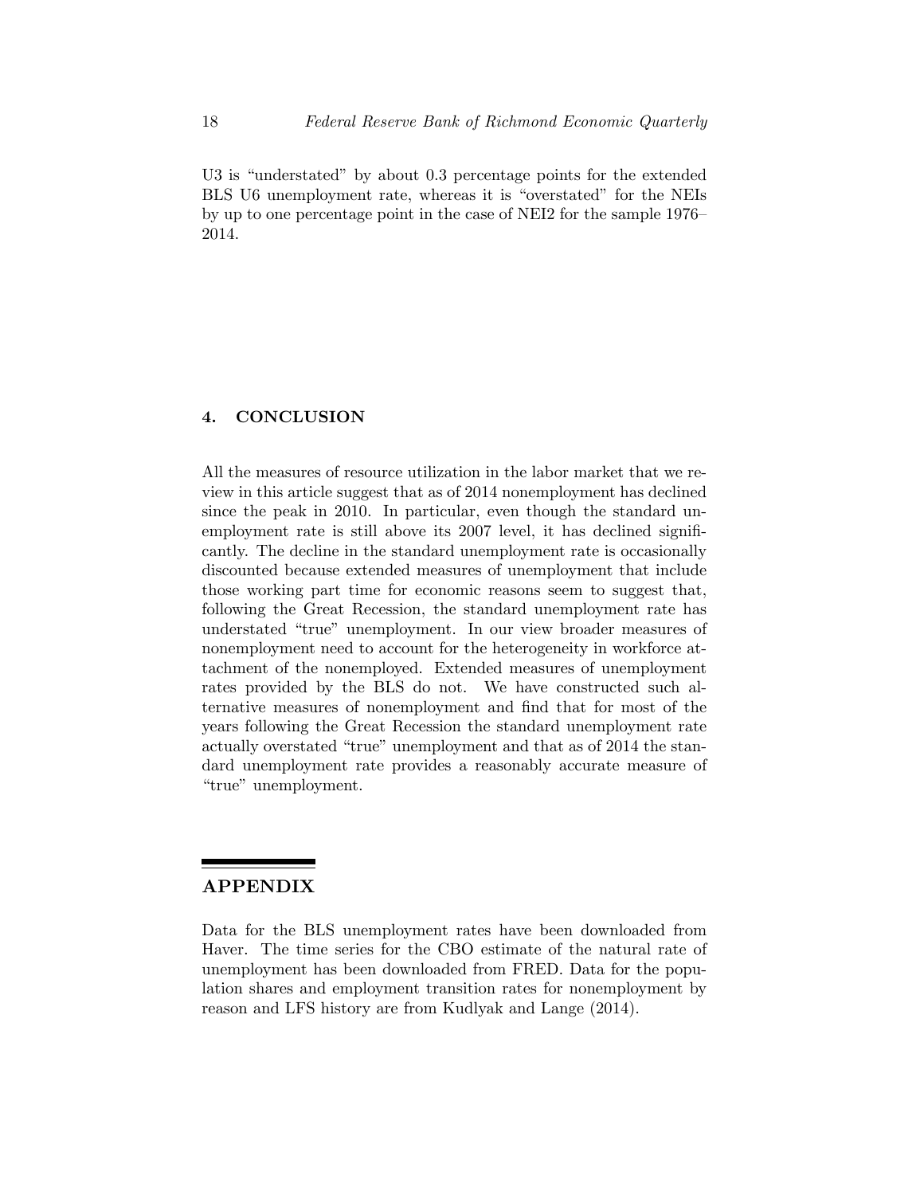U3 is "understated" by about 0.3 percentage points for the extended BLS U6 unemployment rate, whereas it is "overstated" for the NEIs by up to one percentage point in the case of NEI2 for the sample 1976–2014.

## 4. CONCLUSION

All the measures of resource utilization in the labor market that we review in this article suggest that as of 2014 nonemployment has declined since the peak in 2010. In particular, even though the standard unemployment rate is still above its 2007 level, it has declined significantly. The decline in the standard unemployment rate is occasionally discounted because extended measures of unemployment that include those working part time for economic reasons seem to suggest that, following the Great Recession, the standard unemployment rate has understated "true" unemployment. In our view broader measures of nonemployment need to account for the heterogeneity in workforce attachment of the nonemployed. Extended measures of unemployment rates provided by the BLS do not. We have constructed such alternative measures of nonemployment and find that for most of the years following the Great Recession the standard unemployment rate actually overstated "true" unemployment and that as of 2014 the standard unemployment rate provides a reasonably accurate measure of "true" unemployment.

## APPENDIX

Data for the BLS unemployment rates have been downloaded from Haver. The time series for the CBO estimate of the natural rate of unemployment has been downloaded from FRED. Data for the population shares and employment transition rates for nonemployment by reason and LFS history are from Kudlyak and Lange (2014).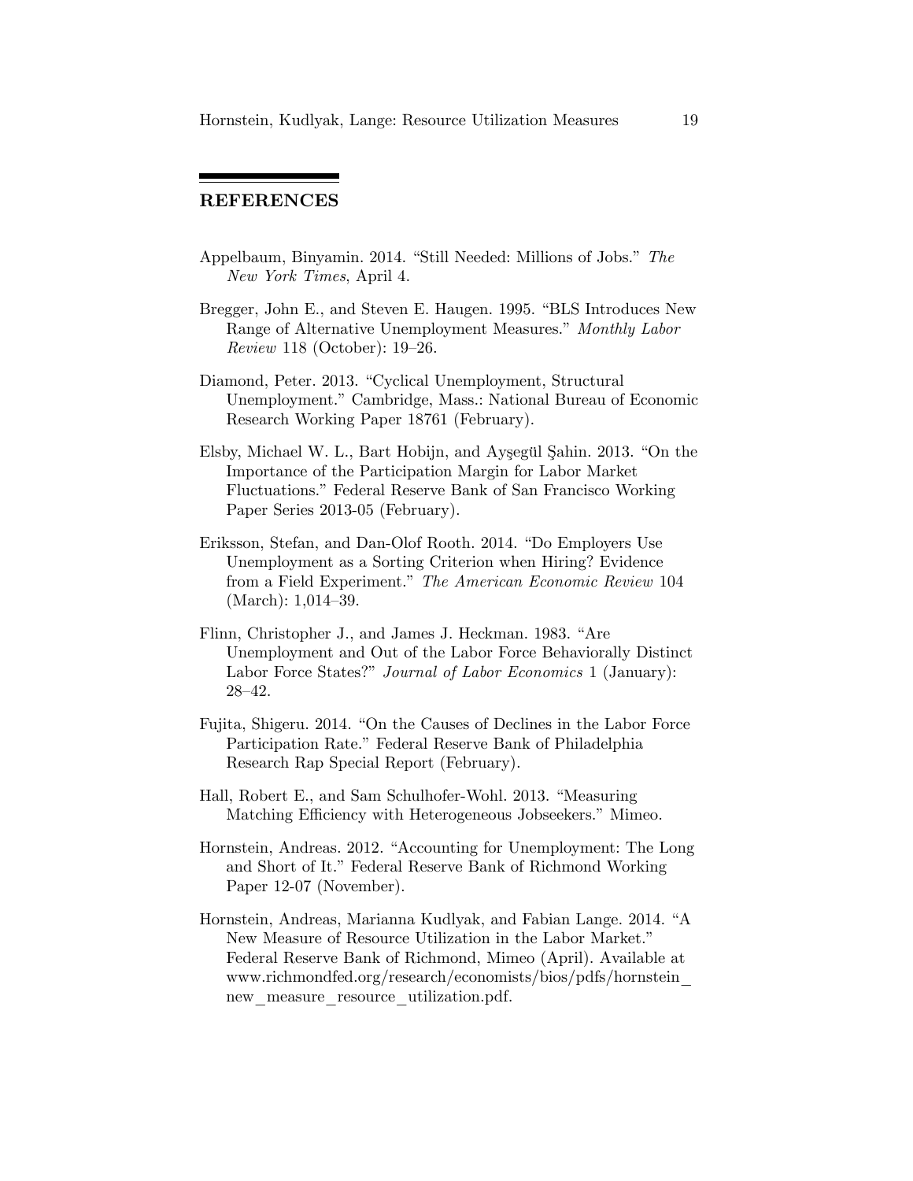## REFERENCES

Appelbaum, Binyamin. 2014. "Still Needed: Millions of Jobs." *The New York Times*, April 4.

Bregger, John E., and Steven E. Haugen. 1995. "BLS Introduces New Range of Alternative Unemployment Measures." *Monthly Labor Review* 118 (October): 19–26.

Diamond, Peter. 2013. "Cyclical Unemployment, Structural Unemployment." Cambridge, Mass.: National Bureau of Economic Research Working Paper 18761 (February).

Elsby, Michael W. L., Bart Hobijn, and Ayşegül Şahin. 2013. "On the Importance of the Participation Margin for Labor Market Fluctuations." Federal Reserve Bank of San Francisco Working Paper Series 2013-05 (February).

Eriksson, Stefan, and Dan-Olof Rooth. 2014. "Do Employers Use Unemployment as a Sorting Criterion when Hiring? Evidence from a Field Experiment." *The American Economic Review* 104 (March): 1,014–39.

Flinn, Christopher J., and James J. Heckman. 1983. "Are Unemployment and Out of the Labor Force Behaviorally Distinct Labor Force States?" *Journal of Labor Economics* 1 (January): 28–42.

Fujita, Shigeru. 2014. "On the Causes of Declines in the Labor Force Participation Rate." Federal Reserve Bank of Philadelphia Research Rap Special Report (February).

Hall, Robert E., and Sam Schulhofer-Wohl. 2013. "Measuring Matching Efficiency with Heterogeneous Jobseekers." Mimeo.

Hornstein, Andreas. 2012. "Accounting for Unemployment: The Long and Short of It." Federal Reserve Bank of Richmond Working Paper 12-07 (November).

Hornstein, Andreas, Marianna Kudlyak, and Fabian Lange. 2014. "A New Measure of Resource Utilization in the Labor Market." Federal Reserve Bank of Richmond, Mimeo (April). Available at www.richmondfed.org/research/economists/bios/pdfs/hornstein_new_measure_resource_utilization.pdf.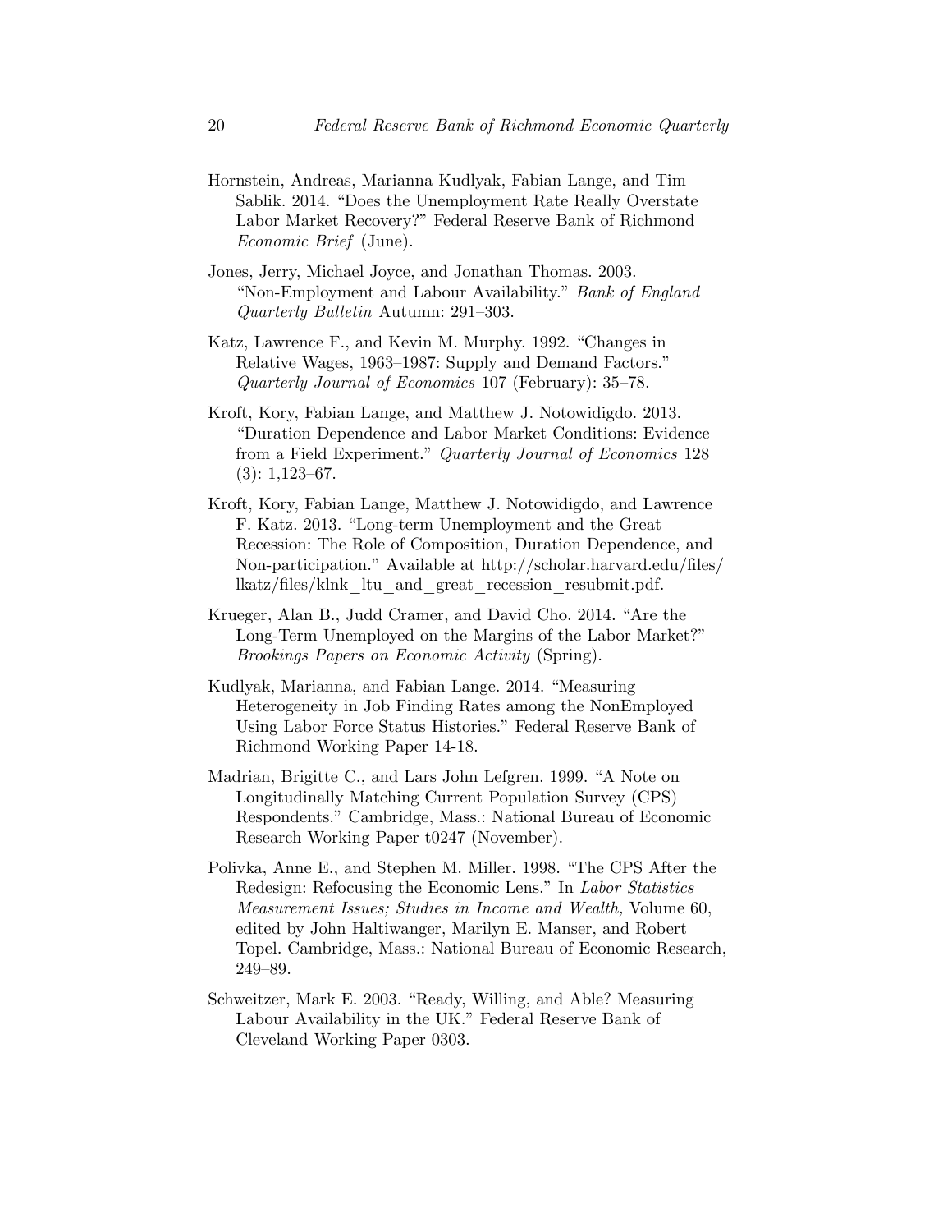Hornstein, Andreas, Marianna Kudlyak, Fabian Lange, and Tim Sablik. 2014. "Does the Unemployment Rate Really Overstate Labor Market Recovery?" Federal Reserve Bank of Richmond *Economic Brief* (June).

Jones, Jerry, Michael Joyce, and Jonathan Thomas. 2003. "Non-Employment and Labour Availability." *Bank of England Quarterly Bulletin* Autumn: 291–303.

Katz, Lawrence F., and Kevin M. Murphy. 1992. "Changes in Relative Wages, 1963–1987: Supply and Demand Factors." *Quarterly Journal of Economics* 107 (February): 35–78.

Kroft, Kory, Fabian Lange, and Matthew J. Notowidigdo. 2013. "Duration Dependence and Labor Market Conditions: Evidence from a Field Experiment." *Quarterly Journal of Economics* 128 (3): 1,123–67.

Kroft, Kory, Fabian Lange, Matthew J. Notowidigdo, and Lawrence F. Katz. 2013. "Long-term Unemployment and the Great Recession: The Role of Composition, Duration Dependence, and Non-participation." Available at http://scholar.harvard.edu/files/lkatz/files/klnk_ltu_and_great_recession_resubmit.pdf.

Krueger, Alan B., Judd Cramer, and David Cho. 2014. "Are the Long-Term Unemployed on the Margins of the Labor Market?" *Brookings Papers on Economic Activity* (Spring).

Kudlyak, Marianna, and Fabian Lange. 2014. "Measuring Heterogeneity in Job Finding Rates among the NonEmployed Using Labor Force Status Histories." Federal Reserve Bank of Richmond Working Paper 14-18.

Madrian, Brigitte C., and Lars John Lefgren. 1999. "A Note on Longitudinally Matching Current Population Survey (CPS) Respondents." Cambridge, Mass.: National Bureau of Economic Research Working Paper t0247 (November).

Polivka, Anne E., and Stephen M. Miller. 1998. "The CPS After the Redesign: Refocusing the Economic Lens." In *Labor Statistics Measurement Issues; Studies in Income and Wealth,* Volume 60, edited by John Haltiwanger, Marilyn E. Manser, and Robert Topel. Cambridge, Mass.: National Bureau of Economic Research, 249–89.

Schweitzer, Mark E. 2003. "Ready, Willing, and Able? Measuring Labour Availability in the UK." Federal Reserve Bank of Cleveland Working Paper 0303.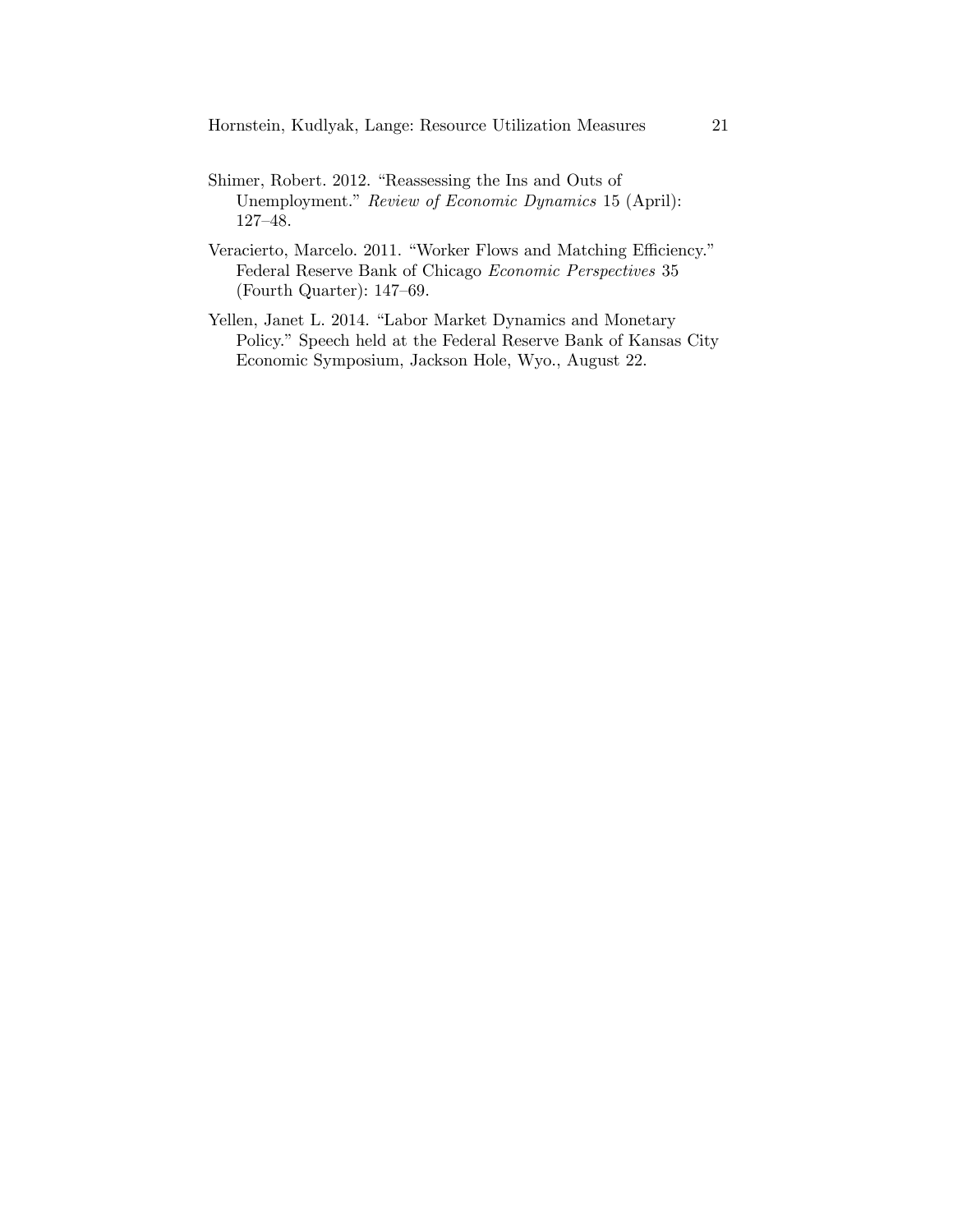Shimer, Robert. 2012. "Reassessing the Ins and Outs of Unemployment." *Review of Economic Dynamics* 15 (April): 127–48.

Veracierto, Marcelo. 2011. "Worker Flows and Matching Efficiency." Federal Reserve Bank of Chicago *Economic Perspectives* 35 (Fourth Quarter): 147–69.

Yellen, Janet L. 2014. "Labor Market Dynamics and Monetary Policy." Speech held at the Federal Reserve Bank of Kansas City Economic Symposium, Jackson Hole, Wyo., August 22.